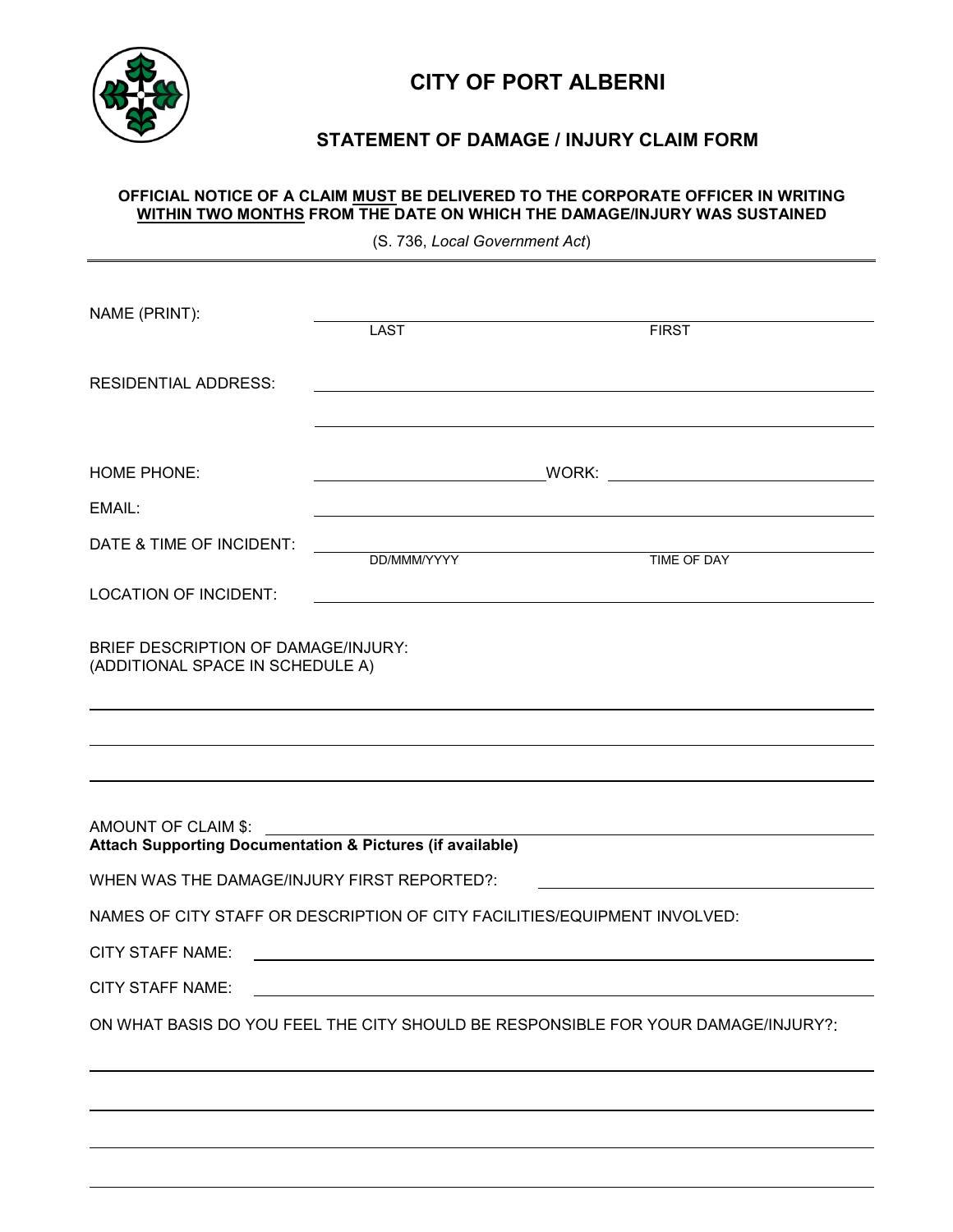# CITY OF PORT ALBERNI

## STATEMENT OF DAMAGE / INJURY CLAIM FORM

**OFFICIAL NOTICE OF A CLAIM MUST BE DELIVERED TO THE CORPORATE OFFICER IN WRITING WITHIN TWO MONTHS FROM THE DATE ON WHICH THE DAMAGE/INJURY WAS SUSTAINED**

(S. 736, *Local Government Act*)

---

NAME (PRINT): ______________________________ ______________________________
LAST FIRST

RESIDENTIAL ADDRESS: ____________________________________________________________

____________________________________________________________

HOME PHONE: ____________________ WORK: ____________________

EMAIL: ____________________________________________________________

DATE & TIME OF INCIDENT: ______________________________ ______________________________
DD/MMM/YYYY TIME OF DAY

LOCATION OF INCIDENT: ____________________________________________________________

BRIEF DESCRIPTION OF DAMAGE/INJURY:
(ADDITIONAL SPACE IN SCHEDULE A)

____________________________________________________________

____________________________________________________________

____________________________________________________________

AMOUNT OF CLAIM $: ____________________________________________________________

**Attach Supporting Documentation & Pictures (if available)**

WHEN WAS THE DAMAGE/INJURY FIRST REPORTED?: ______________________________

NAMES OF CITY STAFF OR DESCRIPTION OF CITY FACILITIES/EQUIPMENT INVOLVED:

CITY STAFF NAME: ____________________________________________________________

CITY STAFF NAME: ____________________________________________________________

ON WHAT BASIS DO YOU FEEL THE CITY SHOULD BE RESPONSIBLE FOR YOUR DAMAGE/INJURY?:

____________________________________________________________

____________________________________________________________

____________________________________________________________

____________________________________________________________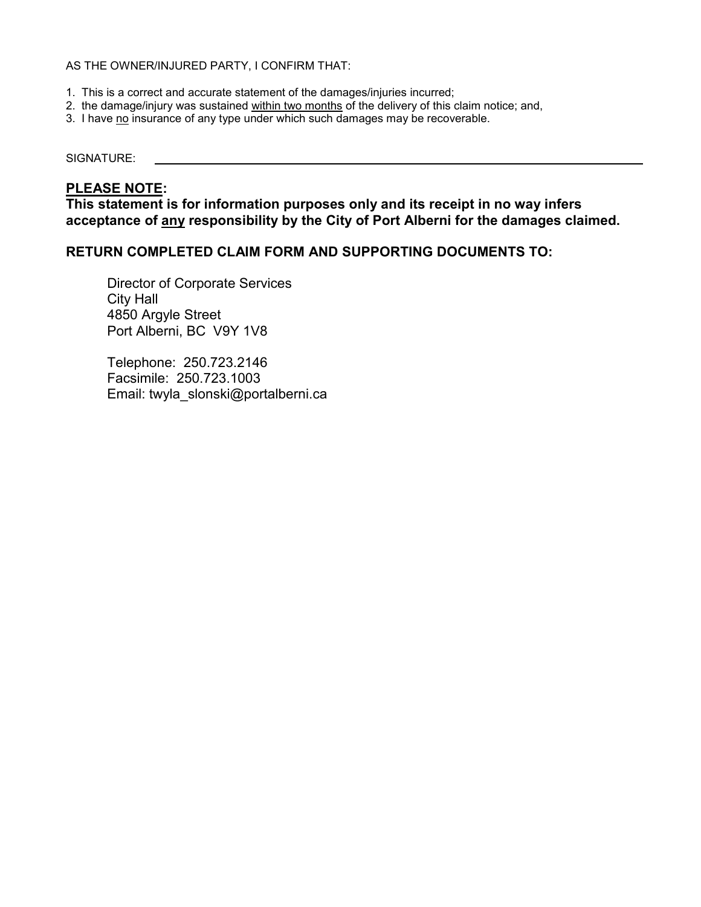AS THE OWNER/INJURED PARTY, I CONFIRM THAT:

1. This is a correct and accurate statement of the damages/injuries incurred;
2. the damage/injury was sustained <u>within two months</u> of the delivery of this claim notice; and,
3. I have <u>no</u> insurance of any type under which such damages may be recoverable.

SIGNATURE: ______________________________________________

**<u>PLEASE NOTE</u>:**

**This statement is for information purposes only and its receipt in no way infers acceptance of <u>any</u> responsibility by the City of Port Alberni for the damages claimed.**

**RETURN COMPLETED CLAIM FORM AND SUPPORTING DOCUMENTS TO:**

Director of Corporate Services
City Hall
4850 Argyle Street
Port Alberni, BC V9Y 1V8

Telephone: 250.723.2146
Facsimile: 250.723.1003
Email: twyla_slonski@portalberni.ca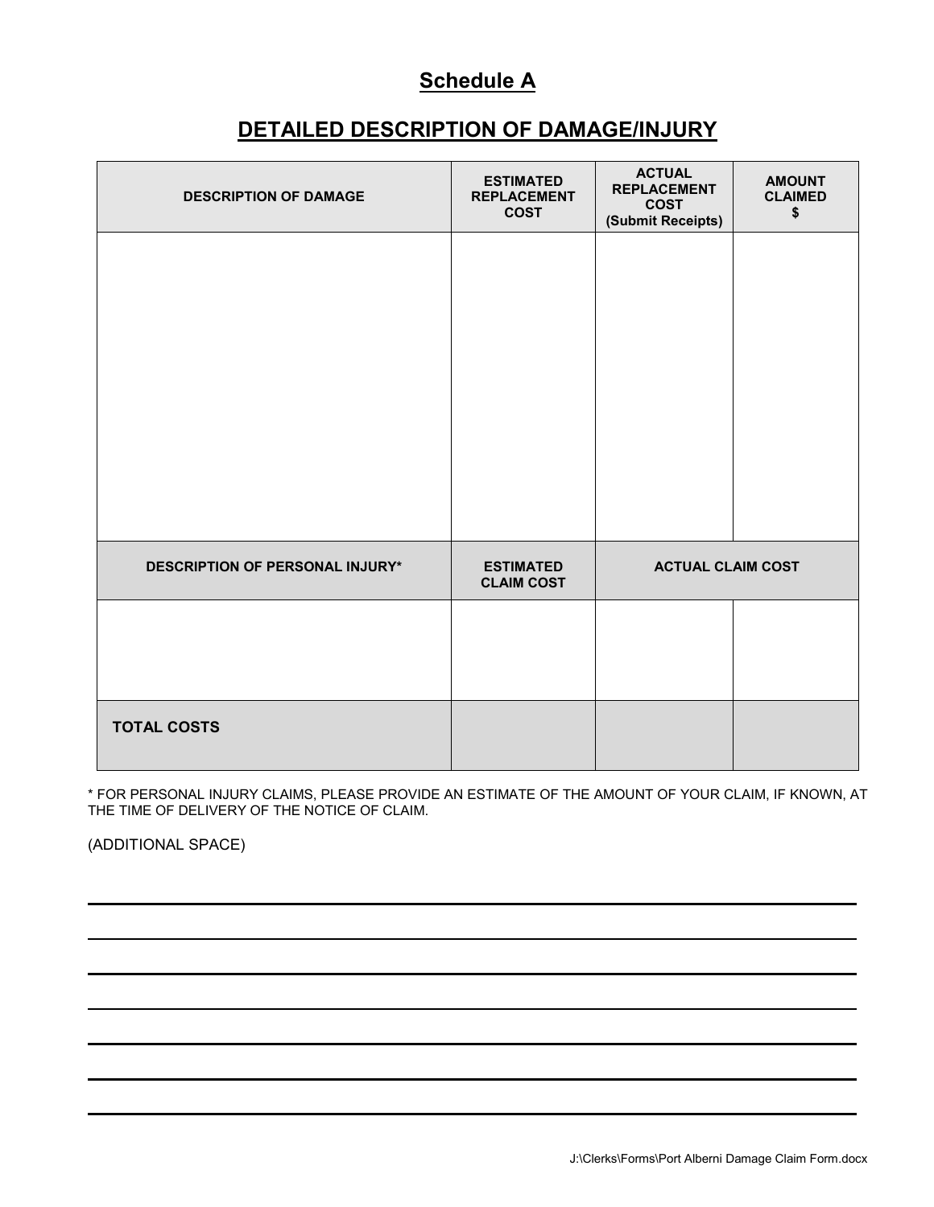# Schedule A

## DETAILED DESCRIPTION OF DAMAGE/INJURY

| DESCRIPTION OF DAMAGE | ESTIMATED REPLACEMENT COST | ACTUAL REPLACEMENT COST (Submit Receipts) | AMOUNT CLAIMED $ |
|---|---|---|---|
| | | | |
| **DESCRIPTION OF PERSONAL INJURY*** | **ESTIMATED CLAIM COST** | **ACTUAL CLAIM COST** | |
| | | | |
| **TOTAL COSTS** | | | |

* FOR PERSONAL INJURY CLAIMS, PLEASE PROVIDE AN ESTIMATE OF THE AMOUNT OF YOUR CLAIM, IF KNOWN, AT THE TIME OF DELIVERY OF THE NOTICE OF CLAIM.

(ADDITIONAL SPACE)

______________________________________________________________________________

______________________________________________________________________________

______________________________________________________________________________

______________________________________________________________________________

______________________________________________________________________________

______________________________________________________________________________

______________________________________________________________________________

J:\Clerks\Forms\Port Alberni Damage Claim Form.docx